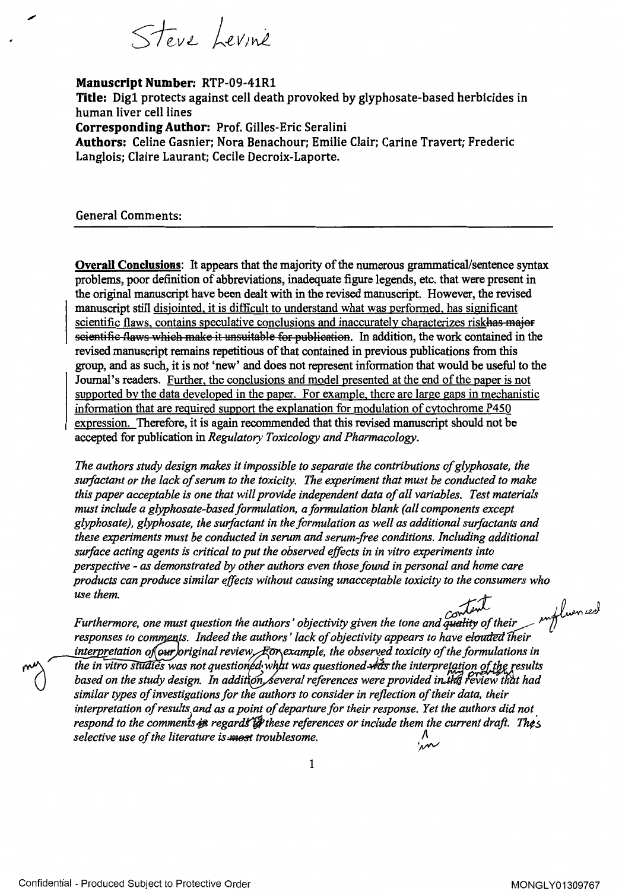Steve Levine

**Manuscript Number:** RTP-09-41R1

**Title:** Dig1 protects against cell death provoked by glyphosate-based herbicides in human liver cell lines

**Corresponding Author:** Prof. Gilles-Eric Seralini

**Authors:** Celine Gasnier; Nora Benachour; Emilie Clair; Carine Travert; Frederic Langlois; Claire Laurant; Cecile Decroix-Laporte.

General Comments:

**Overall Conclusions**: It appears that the majority of the numerous grammatical/sentence syntax problems, poor definition of abbreviations, inadequate figure legends, etc. that were present in the original manuscript have been dealt with in the revised manuscript. However, the revised manuscript still disjointed, it is difficult to understand what was performed, has significant scientific flaws, contains speculative conclusions and inaccurately characterizes risk~~has major scientific flaws which make it unsuitable for publication~~. In addition, the work contained in the revised manuscript remains repetitious of that contained in previous publications from this group, and as such, it is not 'new' and does not represent information that would be useful to the Journal's readers. Further, the conclusions and model presented at the end of the paper is not supported by the data developed in the paper. For example, there are large gaps in mechanistic information that are required support the explanation for modulation of cytochrome P450 expression. Therefore, it is again recommended that this revised manuscript should not be accepted for publication in *Regulatory Toxicology and Pharmacology*.

*The authors study design makes it impossible to separate the contributions of glyphosate, the surfactant or the lack of serum to the toxicity. The experiment that must be conducted to make this paper acceptable is one that will provide independent data of all variables. Test materials must include a glyphosate-based formulation, a formulation blank (all components except glyphosate), glyphosate, the surfactant in the formulation as well as additional surfactants and these experiments must be conducted in serum and serum-free conditions. Including additional surface acting agents is critical to put the observed effects in in vitro experiments into perspective - as demonstrated by other authors even those found in personal and home care products can produce similar effects without causing unacceptable toxicity to the consumers who use them.*

*Furthermore, one must question the authors' objectivity given the tone and ~~quality~~ content of their responses to comments. Indeed the authors' lack of objectivity appears to have ~~clouded~~ influenced their interpretation of ~~our~~ my original review. ~~For~~ example, the observed toxicity of the formulations in the in vitro studies was not questioned; what was questioned ~~was~~ is the interpretation of the results based on the study design. In addition, several references were provided in ~~the~~ my previous review that had similar types of investigations for the authors to consider in reflection of their data, their interpretation of results, and as a point of departure for their response. Yet the authors did not respond to the comments ~~in~~ regards to these references or include them in the current draft. This selective use of the literature is ~~most~~ troublesome.*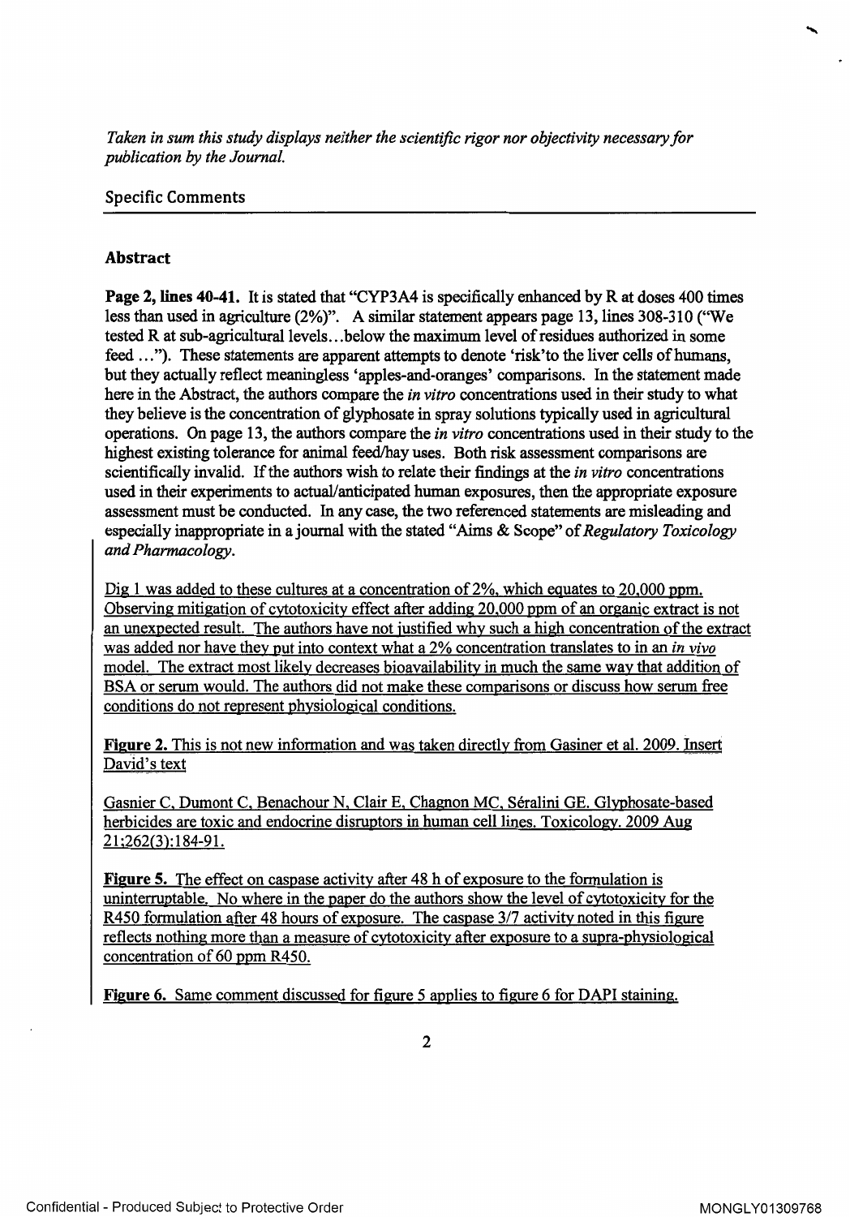*Taken in sum this study displays neither the scientific rigor nor objectivity necessary for publication by the Journal.*

## Specific Comments

### Abstract

**Page 2, lines 40-41.** It is stated that "CYP3A4 is specifically enhanced by R at doses 400 times less than used in agriculture (2%)". A similar statement appears page 13, lines 308-310 ("We tested R at sub-agricultural levels...below the maximum level of residues authorized in some feed ..."). These statements are apparent attempts to denote 'risk'to the liver cells of humans, but they actually reflect meaningless 'apples-and-oranges' comparisons. In the statement made here in the Abstract, the authors compare the *in vitro* concentrations used in their study to what they believe is the concentration of glyphosate in spray solutions typically used in agricultural operations. On page 13, the authors compare the *in vitro* concentrations used in their study to the highest existing tolerance for animal feed/hay uses. Both risk assessment comparisons are scientifically invalid. If the authors wish to relate their findings at the *in vitro* concentrations used in their experiments to actual/anticipated human exposures, then the appropriate exposure assessment must be conducted. In any case, the two referenced statements are misleading and especially inappropriate in a journal with the stated "Aims & Scope" of *Regulatory Toxicology and Pharmacology*.

Dig 1 was added to these cultures at a concentration of 2%, which equates to 20,000 ppm. Observing mitigation of cytotoxicity effect after adding 20,000 ppm of an organic extract is not an unexpected result. The authors have not justified why such a high concentration of the extract was added nor have they put into context what a 2% concentration translates to in an *in vivo* model. The extract most likely decreases bioavailability in much the same way that addition of BSA or serum would. The authors did not make these comparisons or discuss how serum free conditions do not represent physiological conditions.

**Figure 2.** This is not new information and was taken directly from Gasiner et al. 2009. Insert David's text

Gasnier C, Dumont C, Benachour N, Clair E, Chagnon MC, Séralini GE. Glyphosate-based herbicides are toxic and endocrine disruptors in human cell lines. Toxicology. 2009 Aug 21;262(3):184-91.

**Figure 5.** The effect on caspase activity after 48 h of exposure to the formulation is uninterruptable. No where in the paper do the authors show the level of cytotoxicity for the R450 formulation after 48 hours of exposure. The caspase 3/7 activity noted in this figure reflects nothing more than a measure of cytotoxicity after exposure to a supra-physiological concentration of 60 ppm R450.

**Figure 6.** Same comment discussed for figure 5 applies to figure 6 for DAPI staining.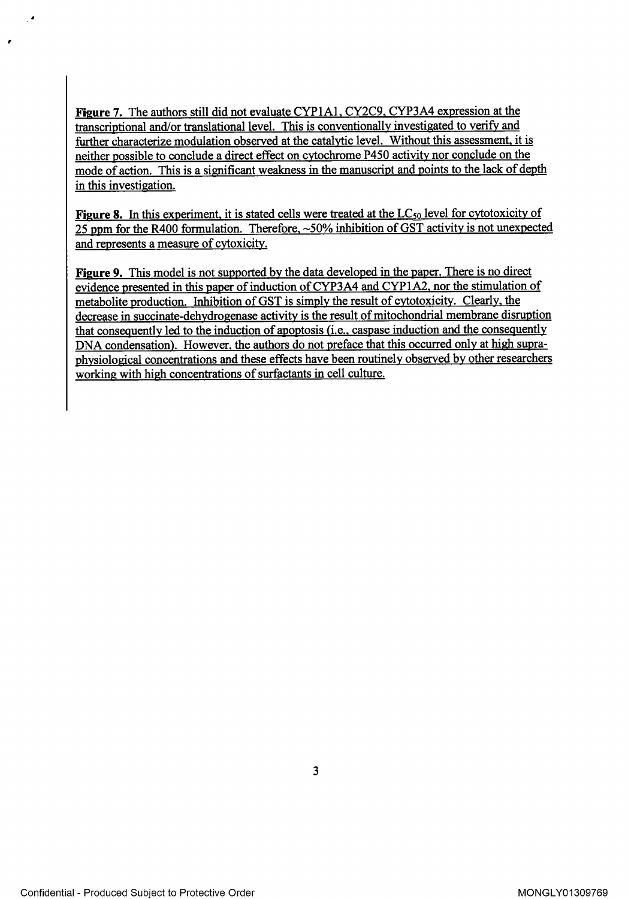**Figure 7.** The authors still did not evaluate CYP1A1, CY2C9, CYP3A4 expression at the transcriptional and/or translational level. This is conventionally investigated to verify and further characterize modulation observed at the catalytic level. Without this assessment, it is neither possible to conclude a direct effect on cytochrome P450 activity nor conclude on the mode of action. This is a significant weakness in the manuscript and points to the lack of depth in this investigation.

**Figure 8.** In this experiment, it is stated cells were treated at the $LC_{50}$ level for cytotoxicity of 25 ppm for the R400 formulation. Therefore, ~50% inhibition of GST activity is not unexpected and represents a measure of cytoxicity.

**Figure 9.** This model is not supported by the data developed in the paper. There is no direct evidence presented in this paper of induction of CYP3A4 and CYP1A2, nor the stimulation of metabolite production. Inhibition of GST is simply the result of cytotoxicity. Clearly, the decrease in succinate-dehydrogenase activity is the result of mitochondrial membrane disruption that consequently led to the induction of apoptosis (i.e., caspase induction and the consequently DNA condensation). However, the authors do not preface that this occurred only at high supra-physiological concentrations and these effects have been routinely observed by other researchers working with high concentrations of surfactants in cell culture.

Confidential - Produced Subject to Protective Order

MONGLY01309769